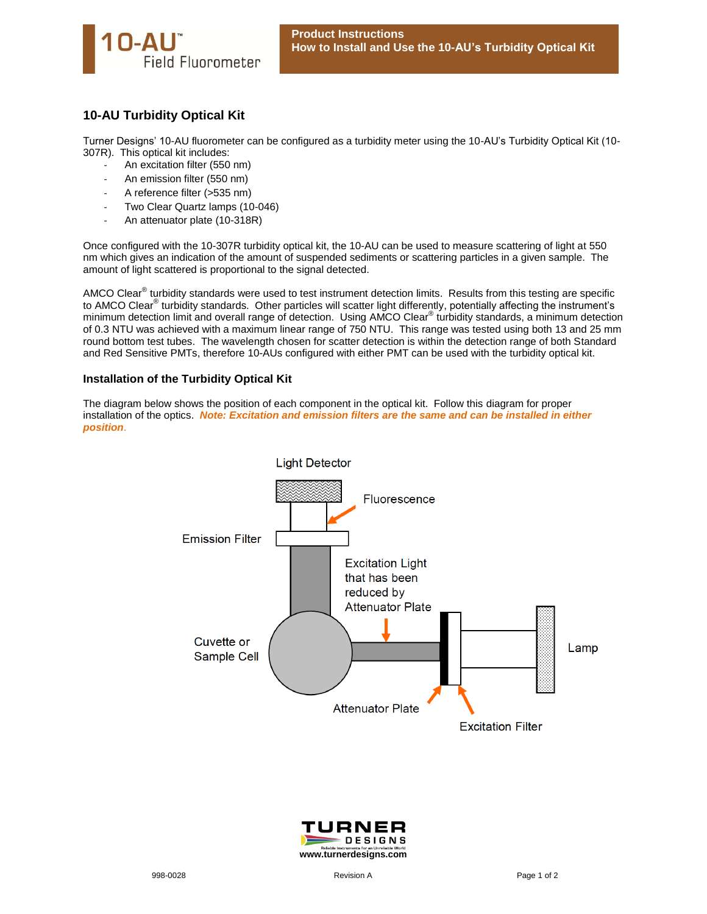# 10-AU Turbidity Optical Kit

Turner Designs' 10-AU fluorometer can be configured as a turbidity meter using the 10-AU's Turbidity Optical Kit (10-307R). This optical kit includes:

- An excitation filter (550 nm)
- An emission filter (550 nm)
- A reference filter (>535 nm)
- Two Clear Quartz lamps (10-046)
- An attenuator plate (10-318R)

Once configured with the 10-307R turbidity optical kit, the 10-AU can be used to measure scattering of light at 550 nm which gives an indication of the amount of suspended sediments or scattering particles in a given sample. The amount of light scattered is proportional to the signal detected.

AMCO Clear® turbidity standards were used to test instrument detection limits. Results from this testing are specific to AMCO Clear® turbidity standards. Other particles will scatter light differently, potentially affecting the instrument's minimum detection limit and overall range of detection. Using AMCO Clear® turbidity standards, a minimum detection of 0.3 NTU was achieved with a maximum linear range of 750 NTU. This range was tested using both 13 and 25 mm round bottom test tubes. The wavelength chosen for scatter detection is within the detection range of both Standard and Red Sensitive PMTs, therefore 10-AUs configured with either PMT can be used with the turbidity optical kit.

## Installation of the Turbidity Optical Kit

The diagram below shows the position of each component in the optical kit. Follow this diagram for proper installation of the optics. ***Note: Excitation and emission filters are the same and can be installed in either position***.

Light Detector

Fluorescence

Emission Filter

Excitation Light that has been reduced by Attenuator Plate

Cuvette or Sample Cell

Lamp

Attenuator Plate

Excitation Filter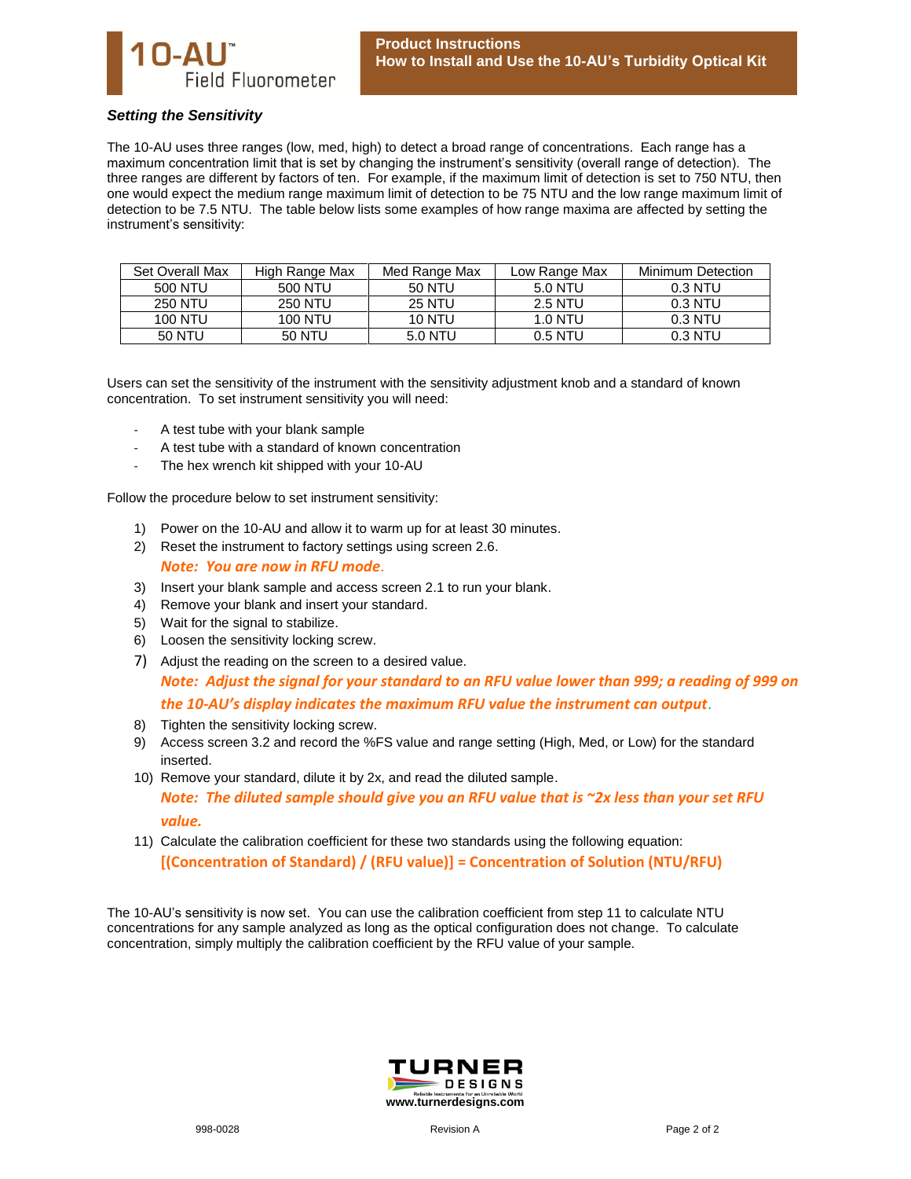### *Setting the Sensitivity*

The 10-AU uses three ranges (low, med, high) to detect a broad range of concentrations. Each range has a maximum concentration limit that is set by changing the instrument's sensitivity (overall range of detection). The three ranges are different by factors of ten. For example, if the maximum limit of detection is set to 750 NTU, then one would expect the medium range maximum limit of detection to be 75 NTU and the low range maximum limit of detection to be 7.5 NTU. The table below lists some examples of how range maxima are affected by setting the instrument's sensitivity:

| Set Overall Max | High Range Max | Med Range Max | Low Range Max | Minimum Detection |
|---|---|---|---|---|
| 500 NTU | 500 NTU | 50 NTU | 5.0 NTU | 0.3 NTU |
| 250 NTU | 250 NTU | 25 NTU | 2.5 NTU | 0.3 NTU |
| 100 NTU | 100 NTU | 10 NTU | 1.0 NTU | 0.3 NTU |
| 50 NTU | 50 NTU | 5.0 NTU | 0.5 NTU | 0.3 NTU |

Users can set the sensitivity of the instrument with the sensitivity adjustment knob and a standard of known concentration. To set instrument sensitivity you will need:

- A test tube with your blank sample
- A test tube with a standard of known concentration
- The hex wrench kit shipped with your 10-AU

Follow the procedure below to set instrument sensitivity:

1) Power on the 10-AU and allow it to warm up for at least 30 minutes.
2) Reset the instrument to factory settings using screen 2.6.
   ***Note: You are now in RFU mode.***
3) Insert your blank sample and access screen 2.1 to run your blank.
4) Remove your blank and insert your standard.
5) Wait for the signal to stabilize.
6) Loosen the sensitivity locking screw.
7) Adjust the reading on the screen to a desired value.
   ***Note: Adjust the signal for your standard to an RFU value lower than 999; a reading of 999 on the 10-AU's display indicates the maximum RFU value the instrument can output.***
8) Tighten the sensitivity locking screw.
9) Access screen 3.2 and record the %FS value and range setting (High, Med, or Low) for the standard inserted.
10) Remove your standard, dilute it by 2x, and read the diluted sample.
    ***Note: The diluted sample should give you an RFU value that is ~2x less than your set RFU value.***
11) Calculate the calibration coefficient for these two standards using the following equation:
    **[(Concentration of Standard) / (RFU value)] = Concentration of Solution (NTU/RFU)**

The 10-AU's sensitivity is now set. You can use the calibration coefficient from step 11 to calculate NTU concentrations for any sample analyzed as long as the optical configuration does not change. To calculate concentration, simply multiply the calibration coefficient by the RFU value of your sample.